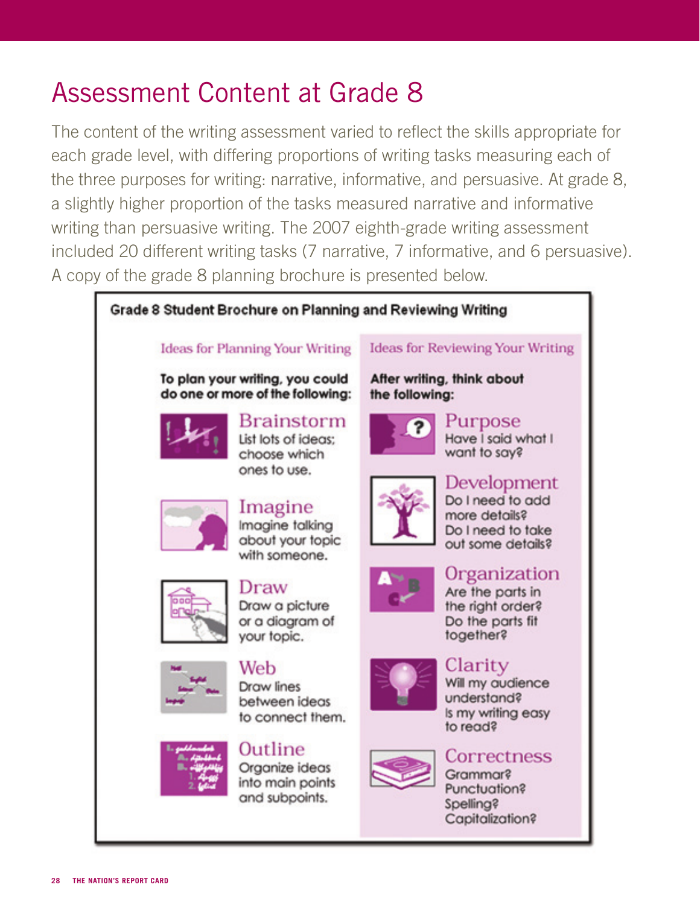# Assessment Content at Grade 8

The content of the writing assessment varied to reflect the skills appropriate for each grade level, with differing proportions of writing tasks measuring each of the three purposes for writing: narrative, informative, and persuasive. At grade 8, a slightly higher proportion of the tasks measured narrative and informative writing than persuasive writing. The 2007 eighth-grade writing assessment included 20 different writing tasks (7 narrative, 7 informative, and 6 persuasive). A copy of the grade 8 planning brochure is presented below.

**Grade 8 Student Brochure on Planning and Reviewing Writing**

### Ideas for Planning Your Writing

**To plan your writing, you could do one or more of the following:**

**Brainstorm**
List lots of ideas; choose which ones to use.

**Imagine**
Imagine talking about your topic with someone.

**Draw**
Draw a picture or a diagram of your topic.

**Web**
Draw lines between ideas to connect them.

**Outline**
Organize ideas into main points and subpoints.

### Ideas for Reviewing Your Writing

**After writing, think about the following:**

**Purpose**
Have I said what I want to say?

**Development**
Do I need to add more details?
Do I need to take out some details?

**Organization**
Are the parts in the right order?
Do the parts fit together?

**Clarity**
Will my audience understand?
Is my writing easy to read?

**Correctness**
Grammar?
Punctuation?
Spelling?
Capitalization?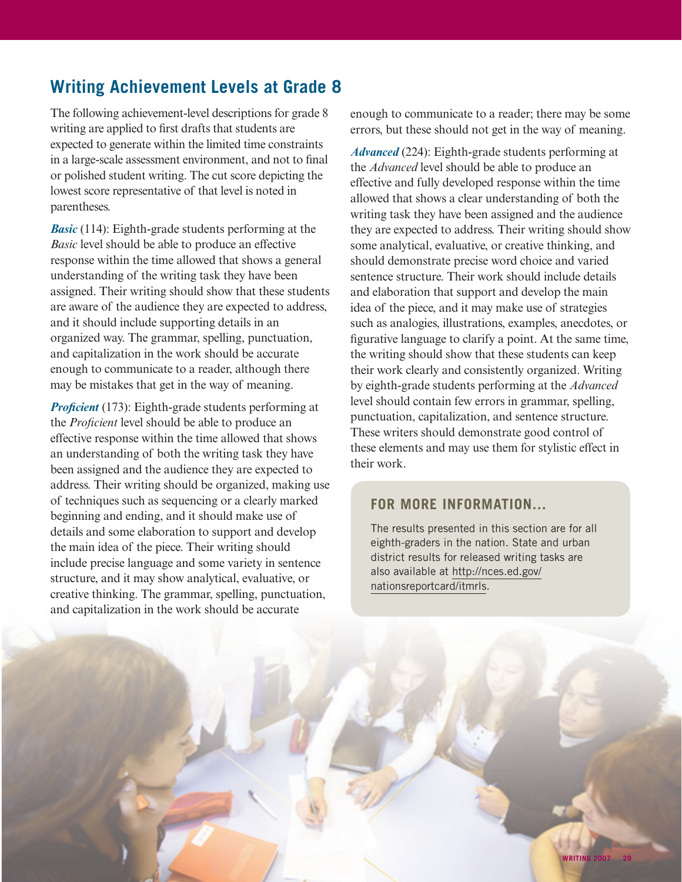## Writing Achievement Levels at Grade 8

The following achievement-level descriptions for grade 8 writing are applied to first drafts that students are expected to generate within the limited time constraints in a large-scale assessment environment, and not to final or polished student writing. The cut score depicting the lowest score representative of that level is noted in parentheses.

***Basic*** (114): Eighth-grade students performing at the *Basic* level should be able to produce an effective response within the time allowed that shows a general understanding of the writing task they have been assigned. Their writing should show that these students are aware of the audience they are expected to address, and it should include supporting details in an organized way. The grammar, spelling, punctuation, and capitalization in the work should be accurate enough to communicate to a reader, although there may be mistakes that get in the way of meaning.

***Proficient*** (173): Eighth-grade students performing at the *Proficient* level should be able to produce an effective response within the time allowed that shows an understanding of both the writing task they have been assigned and the audience they are expected to address. Their writing should be organized, making use of techniques such as sequencing or a clearly marked beginning and ending, and it should make use of details and some elaboration to support and develop the main idea of the piece. Their writing should include precise language and some variety in sentence structure, and it may show analytical, evaluative, or creative thinking. The grammar, spelling, punctuation, and capitalization in the work should be accurate enough to communicate to a reader; there may be some errors, but these should not get in the way of meaning.

***Advanced*** (224): Eighth-grade students performing at the *Advanced* level should be able to produce an effective and fully developed response within the time allowed that shows a clear understanding of both the writing task they have been assigned and the audience they are expected to address. Their writing should show some analytical, evaluative, or creative thinking, and should demonstrate precise word choice and varied sentence structure. Their work should include details and elaboration that support and develop the main idea of the piece, and it may make use of strategies such as analogies, illustrations, examples, anecdotes, or figurative language to clarify a point. At the same time, the writing should show that these students can keep their work clearly and consistently organized. Writing by eighth-grade students performing at the *Advanced* level should contain few errors in grammar, spelling, punctuation, capitalization, and sentence structure. These writers should demonstrate good control of these elements and may use them for stylistic effect in their work.

### FOR MORE INFORMATION...

The results presented in this section are for all eighth-graders in the nation. State and urban district results for released writing tasks are also available at http://nces.ed.gov/nationsreportcard/itmrls.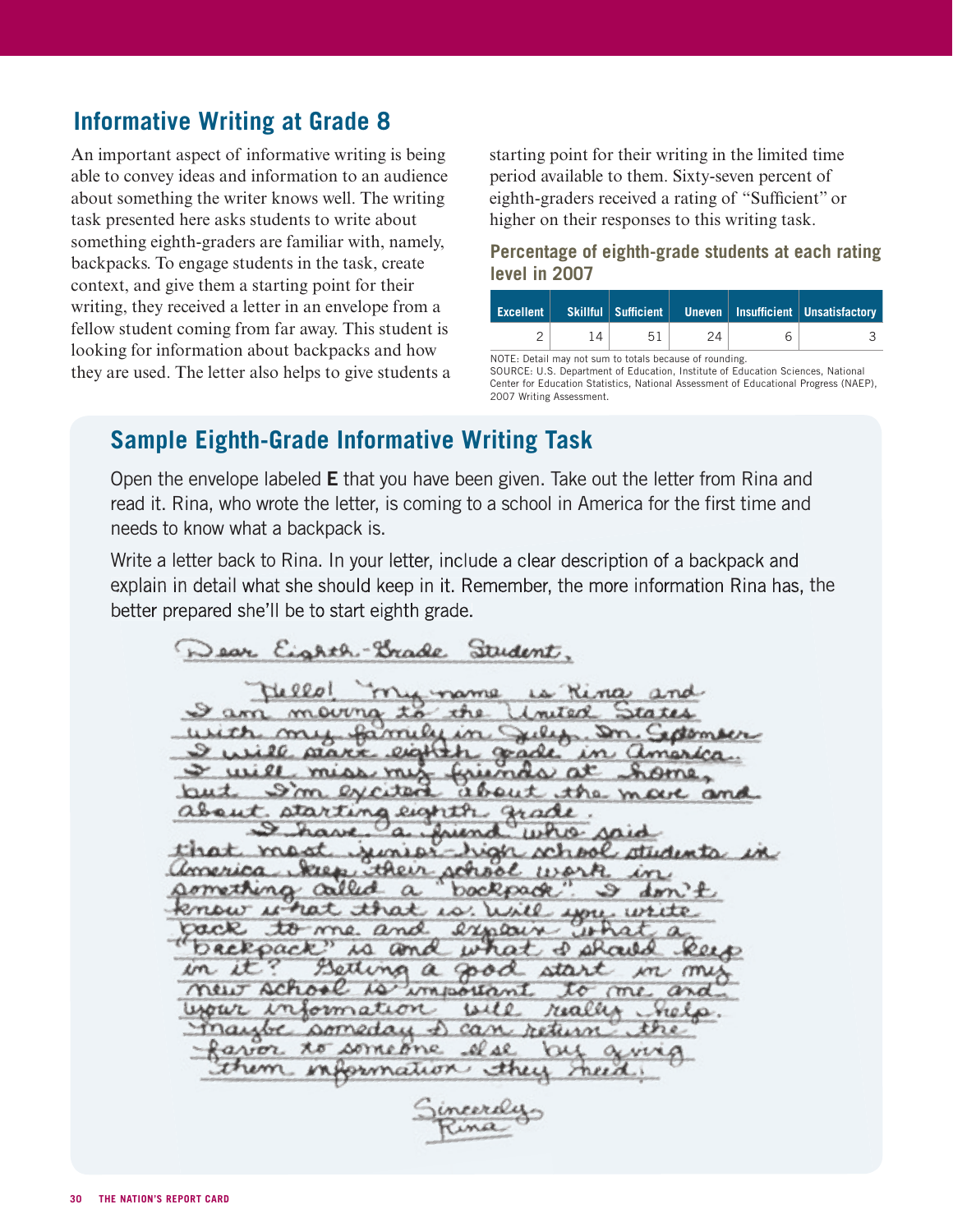## Informative Writing at Grade 8

An important aspect of informative writing is being able to convey ideas and information to an audience about something the writer knows well. The writing task presented here asks students to write about something eighth-graders are familiar with, namely, backpacks. To engage students in the task, create context, and give them a starting point for their writing, they received a letter in an envelope from a fellow student coming from far away. This student is looking for information about backpacks and how they are used. The letter also helps to give students a starting point for their writing in the limited time period available to them. Sixty-seven percent of eighth-graders received a rating of "Sufficient" or higher on their responses to this writing task.

### Percentage of eighth-grade students at each rating level in 2007

| Excellent | Skillful | Sufficient | Uneven | Insufficient | Unsatisfactory |
|---|---|---|---|---|---|
| 2 | 14 | 51 | 24 | 6 | 3 |

NOTE: Detail may not sum to totals because of rounding.
SOURCE: U.S. Department of Education, Institute of Education Sciences, National Center for Education Statistics, National Assessment of Educational Progress (NAEP), 2007 Writing Assessment.

## Sample Eighth-Grade Informative Writing Task

Open the envelope labeled **E** that you have been given. Take out the letter from Rina and read it. Rina, who wrote the letter, is coming to a school in America for the first time and needs to know what a backpack is.

Write a letter back to Rina. In your letter, include a clear description of a backpack and explain in detail what she should keep in it. Remember, the more information Rina has, the better prepared she'll be to start eighth grade.

Dear Eighth-Grade Student,

Hello! My name is Rina and I am moving to the United States with my family in July. In September I will start eighth grade in America. I will miss my friends at home, but I'm excited about the move and about starting eighth grade.

I have a friend who said that most junior-high school students in America keep their school work in something called a "backpack". I don't know what that is. Will you write back to me and explain what a "backpack" is and what I should keep in it? Getting a good start in my new school is important to me and your information will really help. Maybe someday I can return the favor to someone else by giving them information they need.

Sincerely,
Rina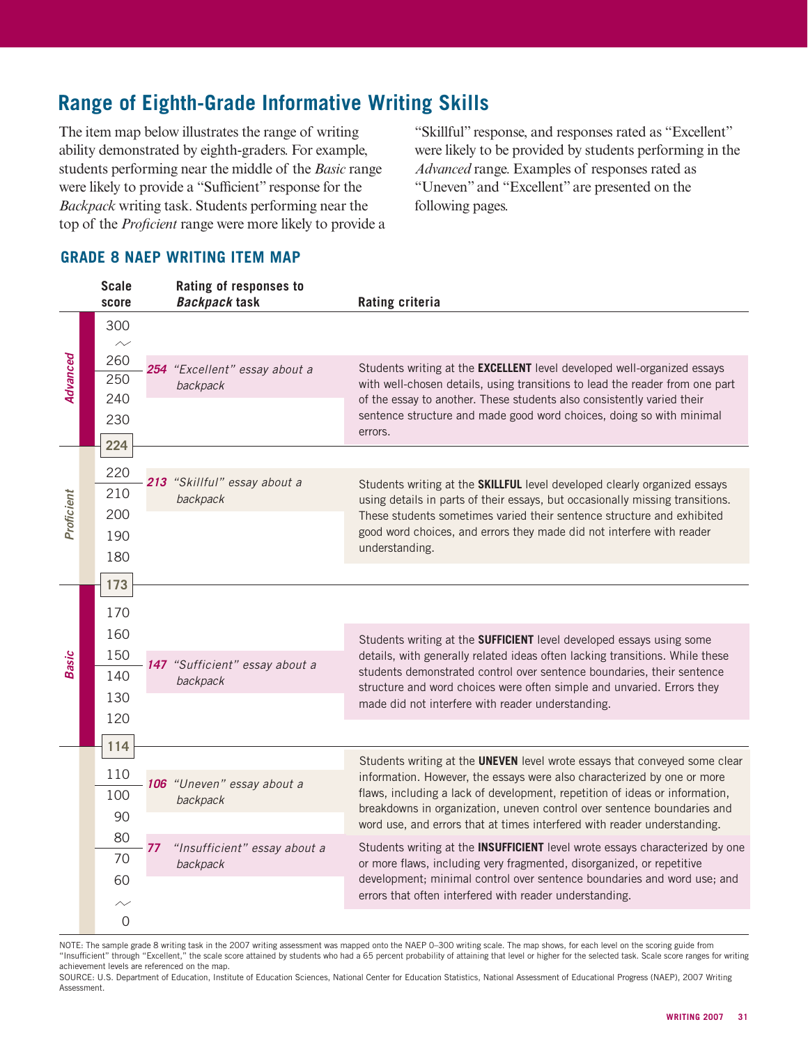## Range of Eighth-Grade Informative Writing Skills

The item map below illustrates the range of writing ability demonstrated by eighth-graders. For example, students performing near the middle of the *Basic* range were likely to provide a "Sufficient" response for the *Backpack* writing task. Students performing near the top of the *Proficient* range were more likely to provide a "Skillful" response, and responses rated as "Excellent" were likely to be provided by students performing in the *Advanced* range. Examples of responses rated as "Uneven" and "Excellent" are presented on the following pages.

### GRADE 8 NAEP WRITING ITEM MAP

| Achievement level | Scale score | Rating of responses to *Backpack* task | Rating criteria |
|---|---|---|---|
| *Advanced* | 300 | | |
| | 260 | | |
| | 250 | **254** "Excellent" essay about a backpack | Students writing at the **EXCELLENT** level developed well-organized essays with well-chosen details, using transitions to lead the reader from one part of the essay to another. These students also consistently varied their sentence structure and made good word choices, doing so with minimal errors. |
| | 240 | | |
| | 230 | | |
| | **224** | | |
| *Proficient* | 220 | | |
| | 210 | **213** "Skillful" essay about a backpack | Students writing at the **SKILLFUL** level developed clearly organized essays using details in parts of their essays, but occasionally missing transitions. These students sometimes varied their sentence structure and exhibited good word choices, and errors they made did not interfere with reader understanding. |
| | 200 | | |
| | 190 | | |
| | 180 | | |
| | **173** | | |
| *Basic* | 170 | | |
| | 160 | | |
| | 150 | **147** "Sufficient" essay about a backpack | Students writing at the **SUFFICIENT** level developed essays using some details, with generally related ideas often lacking transitions. While these students demonstrated control over sentence boundaries, their sentence structure and word choices were often simple and unvaried. Errors they made did not interfere with reader understanding. |
| | 140 | | |
| | 130 | | |
| | 120 | | |
| | **114** | | |
| | 110 | | |
| | 100 | **106** "Uneven" essay about a backpack | Students writing at the **UNEVEN** level wrote essays that conveyed some clear information. However, the essays were also characterized by one or more flaws, including a lack of development, repetition of ideas or information, breakdowns in organization, uneven control over sentence boundaries and word use, and errors that at times interfered with reader understanding. |
| | 90 | | |
| | 80 | | |
| | 70 | **77** "Insufficient" essay about a backpack | Students writing at the **INSUFFICIENT** level wrote essays characterized by one or more flaws, including very fragmented, disorganized, or repetitive development; minimal control over sentence boundaries and word use; and errors that often interfered with reader understanding. |
| | 60 | | |
| | 0 | | |

NOTE: The sample grade 8 writing task in the 2007 writing assessment was mapped onto the NAEP 0–300 writing scale. The map shows, for each level on the scoring guide from "Insufficient" through "Excellent," the scale score attained by students who had a 65 percent probability of attaining that level or higher for the selected task. Scale score ranges for writing achievement levels are referenced on the map.

SOURCE: U.S. Department of Education, Institute of Education Sciences, National Center for Education Statistics, National Assessment of Educational Progress (NAEP), 2007 Writing Assessment.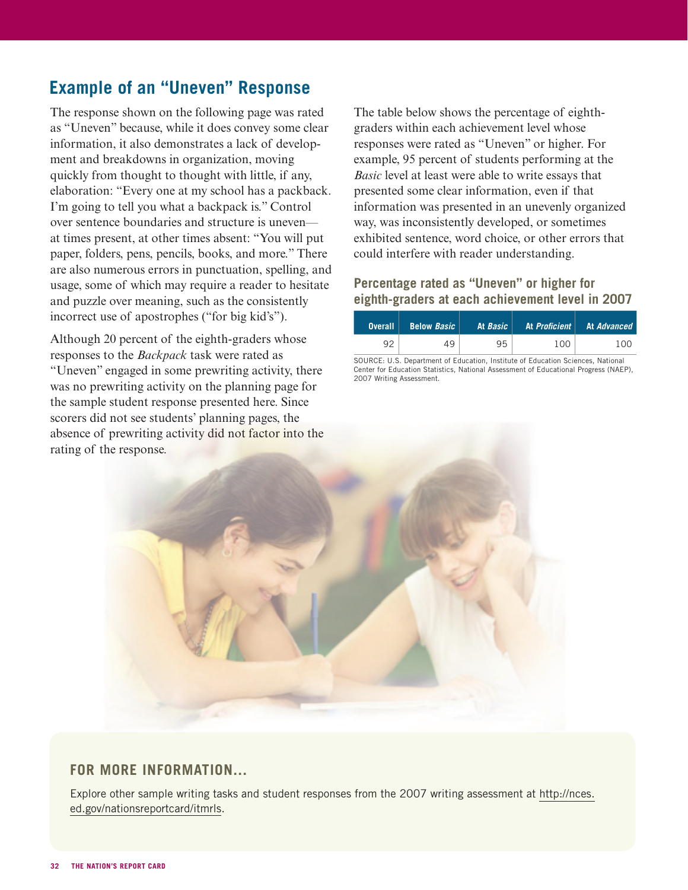## Example of an "Uneven" Response

The response shown on the following page was rated as "Uneven" because, while it does convey some clear information, it also demonstrates a lack of development and breakdowns in organization, moving quickly from thought to thought with little, if any, elaboration: "Every one at my school has a packback. I'm going to tell you what a backpack is." Control over sentence boundaries and structure is uneven—at times present, at other times absent: "You will put paper, folders, pens, pencils, books, and more." There are also numerous errors in punctuation, spelling, and usage, some of which may require a reader to hesitate and puzzle over meaning, such as the consistently incorrect use of apostrophes ("for big kid's").

Although 20 percent of the eighth-graders whose responses to the *Backpack* task were rated as "Uneven" engaged in some prewriting activity, there was no prewriting activity on the planning page for the sample student response presented here. Since scorers did not see students' planning pages, the absence of prewriting activity did not factor into the rating of the response.

The table below shows the percentage of eighth-graders within each achievement level whose responses were rated as "Uneven" or higher. For example, 95 percent of students performing at the *Basic* level at least were able to write essays that presented some clear information, even if that information was presented in an unevenly organized way, was inconsistently developed, or sometimes exhibited sentence, word choice, or other errors that could interfere with reader understanding.

### Percentage rated as "Uneven" or higher for eighth-graders at each achievement level in 2007

| Overall | Below *Basic* | At *Basic* | At *Proficient* | At *Advanced* |
|---|---|---|---|---|
| 92 | 49 | 95 | 100 | 100 |

SOURCE: U.S. Department of Education, Institute of Education Sciences, National Center for Education Statistics, National Assessment of Educational Progress (NAEP), 2007 Writing Assessment.

### FOR MORE INFORMATION...

Explore other sample writing tasks and student responses from the 2007 writing assessment at http://nces.ed.gov/nationsreportcard/itmrls.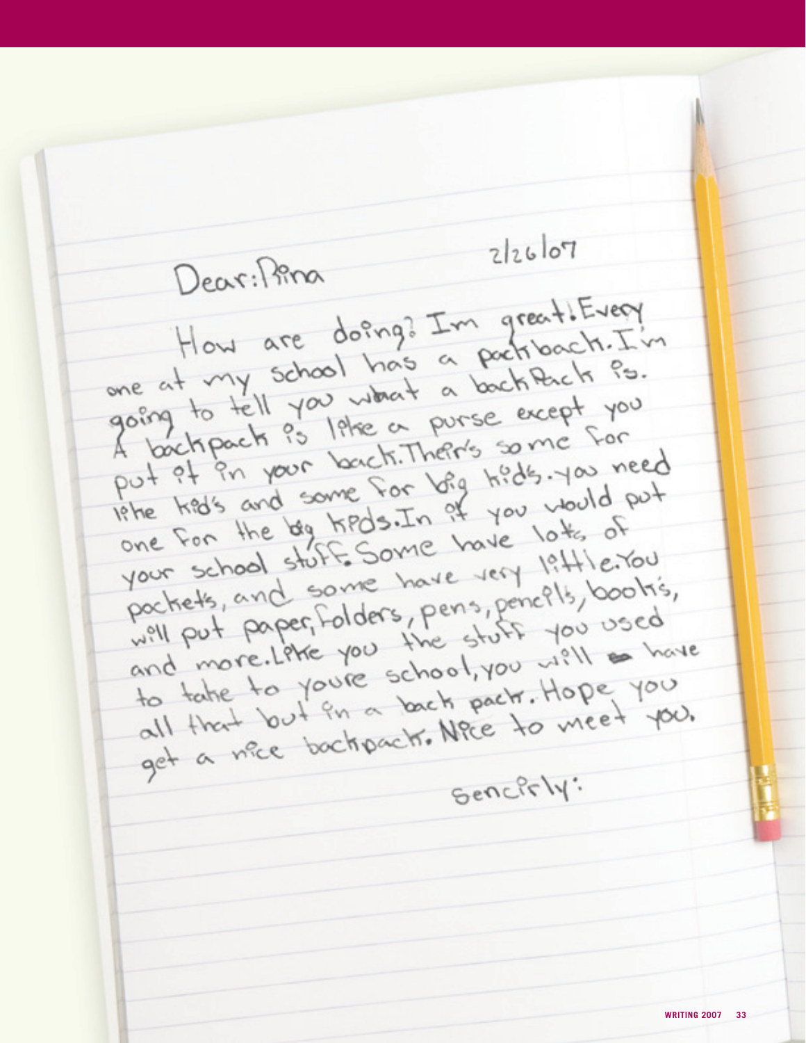Dear:Rina 2/26/07

How are doing? Im great! Every one at my school has a packback. I'm going to tell you what a backPack is. A backpack is like a purse except you put it in your back. Their's some for lithe kid's and some for big kids. you need one for the big kids. In it you would put your school stuff. Some have lots of pockets, and some have very little. You will put paper, folders, pens, pencils, books, and more. Like you the stuff you used to take to youre school, you will have all that but in a back pack. Hope you get a nice backpack. Nice to meet you.

Sencirly: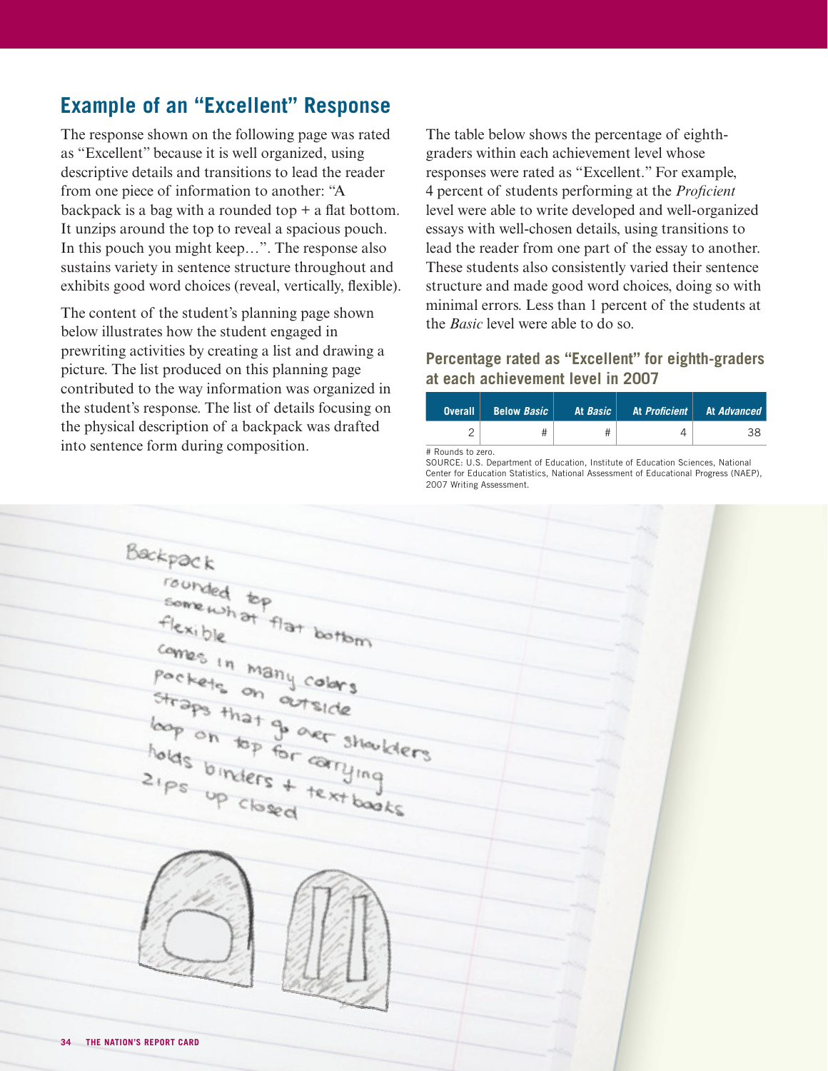## Example of an "Excellent" Response

The response shown on the following page was rated as "Excellent" because it is well organized, using descriptive details and transitions to lead the reader from one piece of information to another: "A backpack is a bag with a rounded top + a flat bottom. It unzips around the top to reveal a spacious pouch. In this pouch you might keep…". The response also sustains variety in sentence structure throughout and exhibits good word choices (reveal, vertically, flexible).

The content of the student's planning page shown below illustrates how the student engaged in prewriting activities by creating a list and drawing a picture. The list produced on this planning page contributed to the way information was organized in the student's response. The list of details focusing on the physical description of a backpack was drafted into sentence form during composition.

The table below shows the percentage of eighth-graders within each achievement level whose responses were rated as "Excellent." For example, 4 percent of students performing at the *Proficient* level were able to write developed and well-organized essays with well-chosen details, using transitions to lead the reader from one part of the essay to another. These students also consistently varied their sentence structure and made good word choices, doing so with minimal errors. Less than 1 percent of the students at the *Basic* level were able to do so.

### Percentage rated as "Excellent" for eighth-graders at each achievement level in 2007

| Overall | Below *Basic* | At *Basic* | At *Proficient* | At *Advanced* |
|---|---|---|---|---|
| 2 | # | # | 4 | 38 |

# Rounds to zero.
SOURCE: U.S. Department of Education, Institute of Education Sciences, National Center for Education Statistics, National Assessment of Educational Progress (NAEP), 2007 Writing Assessment.

Backpack
rounded top
somewhat flat bottom
flexible
comes in many colors
pockets on outside
straps that go over shoulders
loop on top for carrying
holds binders + textbooks
zips up closed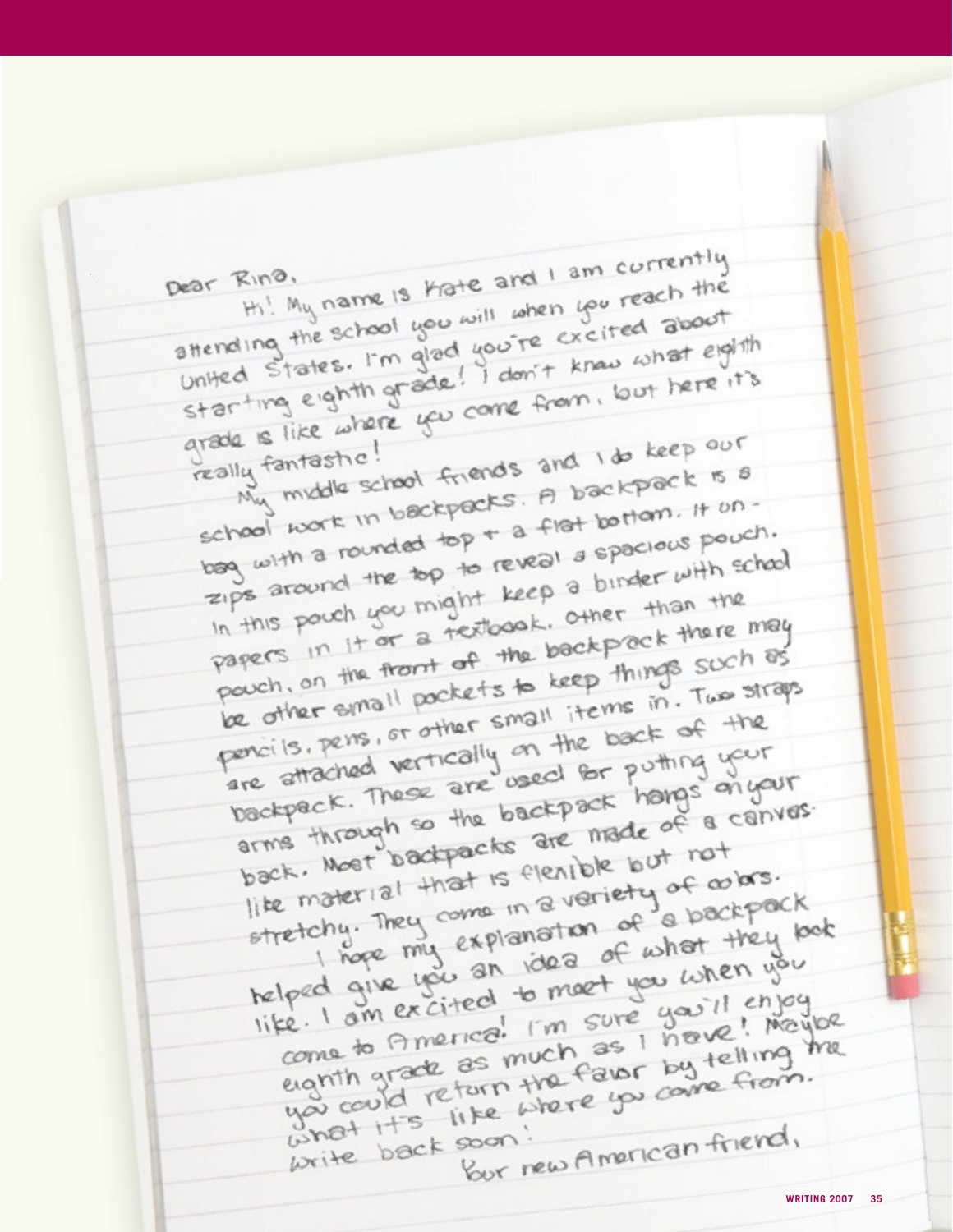Dear Rina,

Hi! My name is Kate and I am currently attending the school you will when you reach the United States. I'm glad you're excited about starting eighth grade! I don't know what eighth grade is like where you come from, but here it's really fantastic!

My middle school friends and I do keep our school work in backpacks. A backpack is a bag with a rounded top + a flat bottom. It unzips around the top to reveal a spacious pouch. In this pouch you might keep a binder with school papers in it or a textbook. Other than the pouch, on the front of the backpack there may be other small pockets to keep things such as pencils, pens, or other small items in. Two straps are attached vertically on the back of the backpack. These are used for putting your arms through so the backpack hangs on your back. Most backpacks are made of a canvas-like material that is flexible but not stretchy. They come in a variety of colors.

I hope my explanation of a backpack helped give you an idea of what they look like. I am excited to meet you when you come to America! I'm sure you'll enjoy eighth grade as much as I have! Maybe you could return the favor by telling me what it's like where you come from. Write back soon!

Your new American friend,